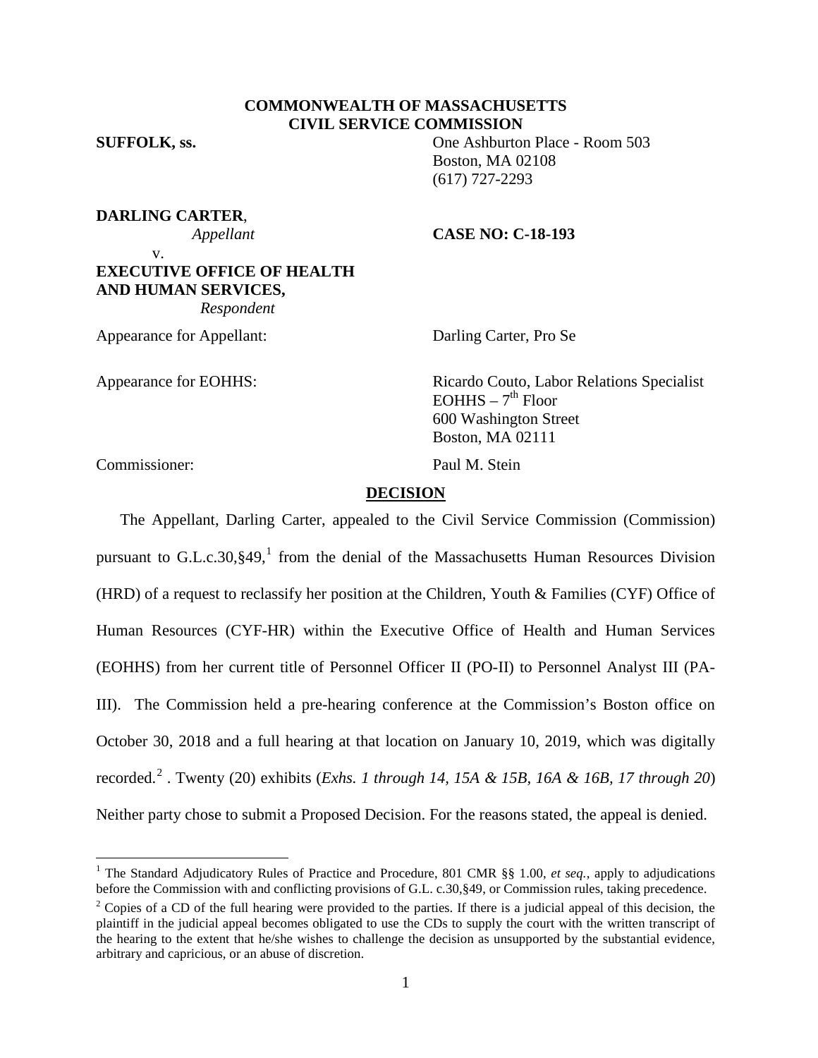**COMMONWEALTH OF MASSACHUSETTS**
**CIVIL SERVICE COMMISSION**

**SUFFOLK, ss.**

One Ashburton Place - Room 503
Boston, MA 02108
(617) 727-2293

**DARLING CARTER**,
*Appellant*

v.

**EXECUTIVE OFFICE OF HEALTH AND HUMAN SERVICES,**
*Respondent*

**CASE NO: C-18-193**

Appearance for Appellant: Darling Carter, Pro Se

Appearance for EOHHS: Ricardo Couto, Labor Relations Specialist
EOHHS – 7th Floor
600 Washington Street
Boston, MA 02111

Commissioner: Paul M. Stein

## DECISION

The Appellant, Darling Carter, appealed to the Civil Service Commission (Commission) pursuant to G.L.c.30,§49,[1] from the denial of the Massachusetts Human Resources Division (HRD) of a request to reclassify her position at the Children, Youth & Families (CYF) Office of Human Resources (CYF-HR) within the Executive Office of Health and Human Services (EOHHS) from her current title of Personnel Officer II (PO-II) to Personnel Analyst III (PA-III). The Commission held a pre-hearing conference at the Commission's Boston office on October 30, 2018 and a full hearing at that location on January 10, 2019, which was digitally recorded.[2] . Twenty (20) exhibits (*Exhs. 1 through 14, 15A & 15B, 16A & 16B, 17 through 20*) Neither party chose to submit a Proposed Decision. For the reasons stated, the appeal is denied.

---

[1] The Standard Adjudicatory Rules of Practice and Procedure, 801 CMR §§ 1.00, *et seq.*, apply to adjudications before the Commission with and conflicting provisions of G.L. c.30,§49, or Commission rules, taking precedence.

[2] Copies of a CD of the full hearing were provided to the parties. If there is a judicial appeal of this decision, the plaintiff in the judicial appeal becomes obligated to use the CDs to supply the court with the written transcript of the hearing to the extent that he/she wishes to challenge the decision as unsupported by the substantial evidence, arbitrary and capricious, or an abuse of discretion.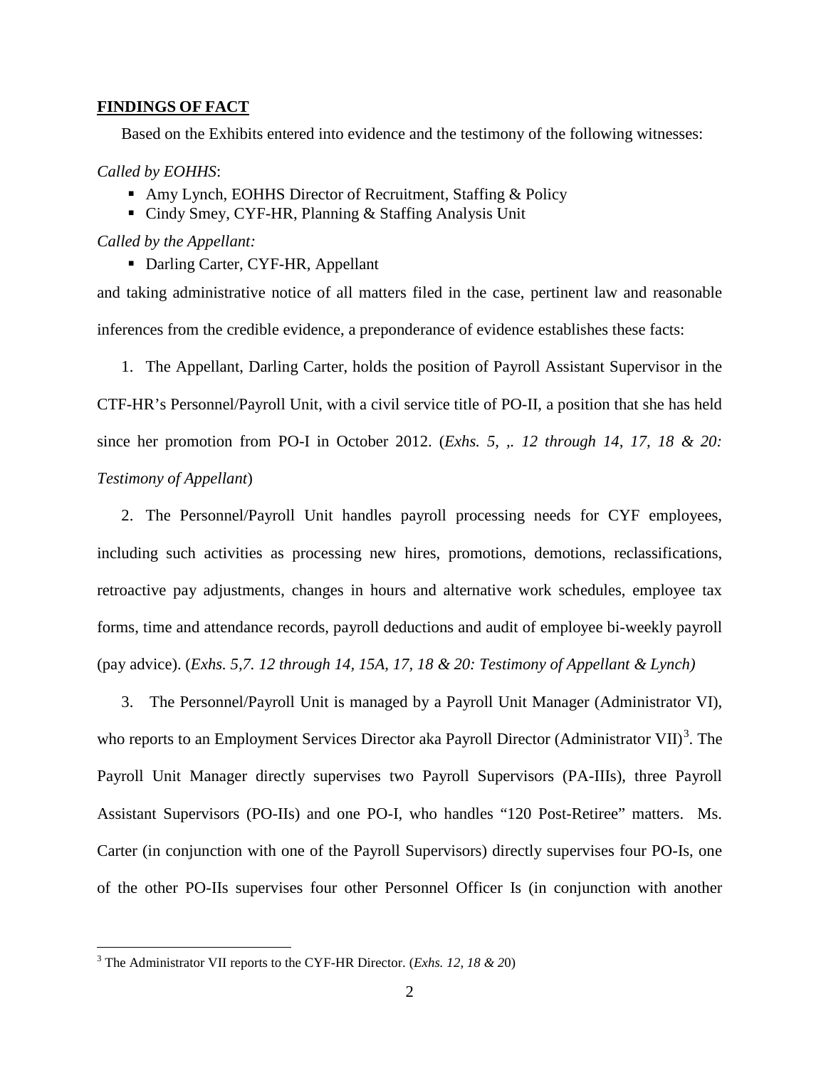## FINDINGS OF FACT

Based on the Exhibits entered into evidence and the testimony of the following witnesses:

*Called by EOHHS*:

- Amy Lynch, EOHHS Director of Recruitment, Staffing & Policy
- Cindy Smey, CYF-HR, Planning & Staffing Analysis Unit

*Called by the Appellant:*

- Darling Carter, CYF-HR, Appellant

and taking administrative notice of all matters filed in the case, pertinent law and reasonable inferences from the credible evidence, a preponderance of evidence establishes these facts:

1. The Appellant, Darling Carter, holds the position of Payroll Assistant Supervisor in the CTF-HR's Personnel/Payroll Unit, with a civil service title of PO-II, a position that she has held since her promotion from PO-I in October 2012. (*Exhs. 5, ,. 12 through 14, 17, 18 & 20: Testimony of Appellant*)

2. The Personnel/Payroll Unit handles payroll processing needs for CYF employees, including such activities as processing new hires, promotions, demotions, reclassifications, retroactive pay adjustments, changes in hours and alternative work schedules, employee tax forms, time and attendance records, payroll deductions and audit of employee bi-weekly payroll (pay advice). (*Exhs. 5,7. 12 through 14, 15A, 17, 18 & 20: Testimony of Appellant & Lynch)*

3. The Personnel/Payroll Unit is managed by a Payroll Unit Manager (Administrator VI), who reports to an Employment Services Director aka Payroll Director (Administrator VII)[3]. The Payroll Unit Manager directly supervises two Payroll Supervisors (PA-IIIs), three Payroll Assistant Supervisors (PO-IIs) and one PO-I, who handles "120 Post-Retiree" matters. Ms. Carter (in conjunction with one of the Payroll Supervisors) directly supervises four PO-Is, one of the other PO-IIs supervises four other Personnel Officer Is (in conjunction with another

[3] The Administrator VII reports to the CYF-HR Director. (*Exhs. 12, 18 & 20*)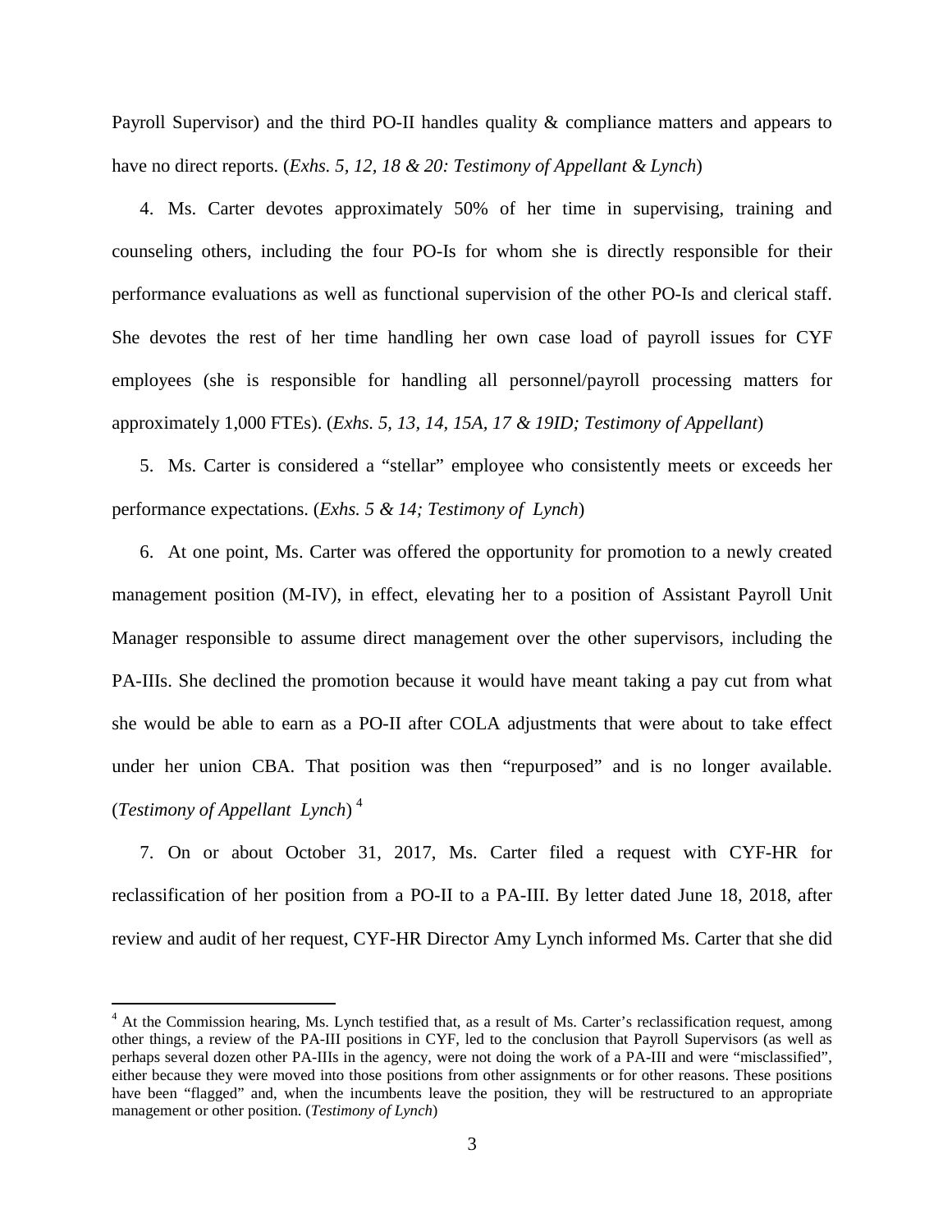Payroll Supervisor) and the third PO-II handles quality & compliance matters and appears to have no direct reports. (*Exhs. 5, 12, 18 & 20: Testimony of Appellant & Lynch*)

4. Ms. Carter devotes approximately 50% of her time in supervising, training and counseling others, including the four PO-Is for whom she is directly responsible for their performance evaluations as well as functional supervision of the other PO-Is and clerical staff. She devotes the rest of her time handling her own case load of payroll issues for CYF employees (she is responsible for handling all personnel/payroll processing matters for approximately 1,000 FTEs). (*Exhs. 5, 13, 14, 15A, 17 & 19ID; Testimony of Appellant*)

5. Ms. Carter is considered a "stellar" employee who consistently meets or exceeds her performance expectations. (*Exhs. 5 & 14; Testimony of Lynch*)

6. At one point, Ms. Carter was offered the opportunity for promotion to a newly created management position (M-IV), in effect, elevating her to a position of Assistant Payroll Unit Manager responsible to assume direct management over the other supervisors, including the PA-IIIs. She declined the promotion because it would have meant taking a pay cut from what she would be able to earn as a PO-II after COLA adjustments that were about to take effect under her union CBA. That position was then "repurposed" and is no longer available. (*Testimony of Appellant Lynch*) [4]

7. On or about October 31, 2017, Ms. Carter filed a request with CYF-HR for reclassification of her position from a PO-II to a PA-III. By letter dated June 18, 2018, after review and audit of her request, CYF-HR Director Amy Lynch informed Ms. Carter that she did

[4] At the Commission hearing, Ms. Lynch testified that, as a result of Ms. Carter's reclassification request, among other things, a review of the PA-III positions in CYF, led to the conclusion that Payroll Supervisors (as well as perhaps several dozen other PA-IIIs in the agency, were not doing the work of a PA-III and were "misclassified", either because they were moved into those positions from other assignments or for other reasons. These positions have been "flagged" and, when the incumbents leave the position, they will be restructured to an appropriate management or other position. (*Testimony of Lynch*)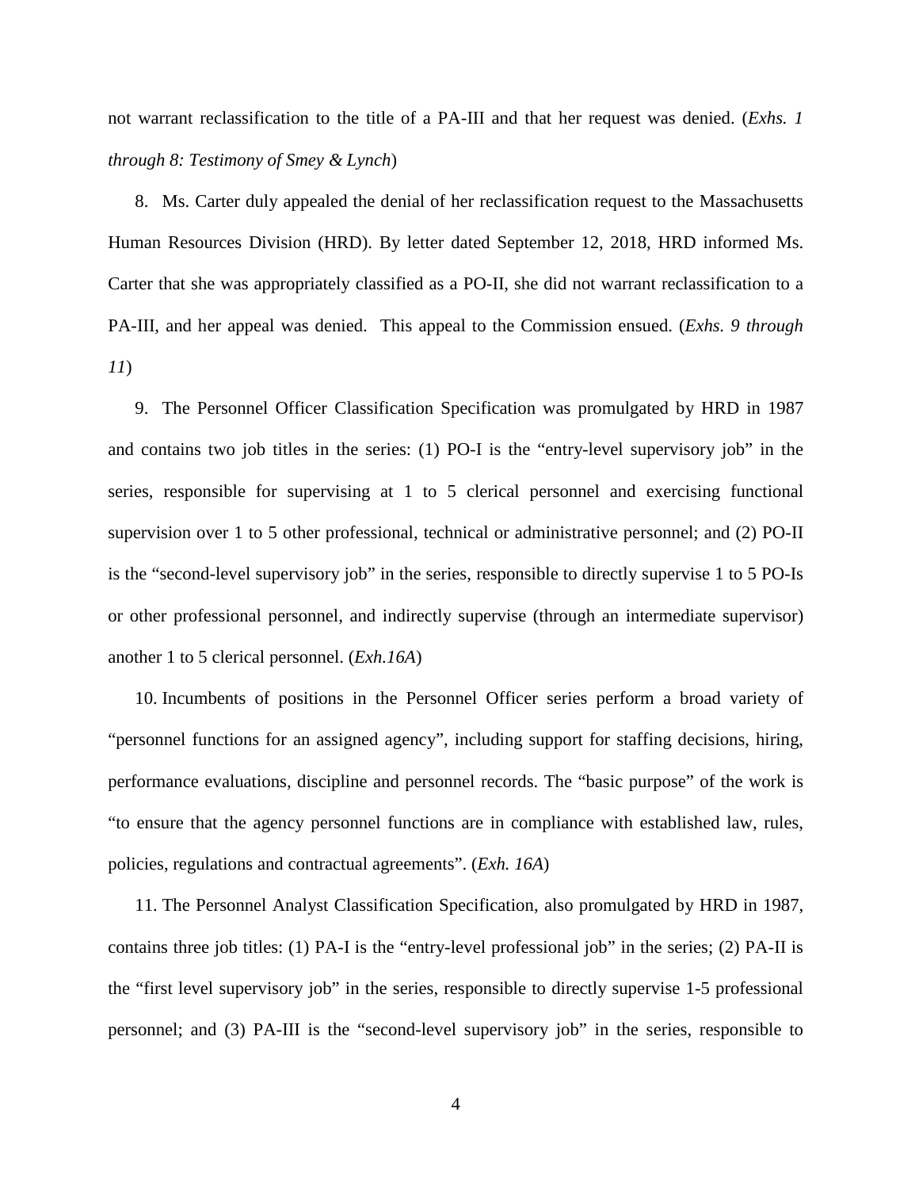not warrant reclassification to the title of a PA-III and that her request was denied. (*Exhs. 1 through 8: Testimony of Smey & Lynch*)

8. Ms. Carter duly appealed the denial of her reclassification request to the Massachusetts Human Resources Division (HRD). By letter dated September 12, 2018, HRD informed Ms. Carter that she was appropriately classified as a PO-II, she did not warrant reclassification to a PA-III, and her appeal was denied. This appeal to the Commission ensued. (*Exhs. 9 through 11*)

9. The Personnel Officer Classification Specification was promulgated by HRD in 1987 and contains two job titles in the series: (1) PO-I is the "entry-level supervisory job" in the series, responsible for supervising at 1 to 5 clerical personnel and exercising functional supervision over 1 to 5 other professional, technical or administrative personnel; and (2) PO-II is the "second-level supervisory job" in the series, responsible to directly supervise 1 to 5 PO-Is or other professional personnel, and indirectly supervise (through an intermediate supervisor) another 1 to 5 clerical personnel. (*Exh.16A*)

10. Incumbents of positions in the Personnel Officer series perform a broad variety of "personnel functions for an assigned agency", including support for staffing decisions, hiring, performance evaluations, discipline and personnel records. The "basic purpose" of the work is "to ensure that the agency personnel functions are in compliance with established law, rules, policies, regulations and contractual agreements". (*Exh. 16A*)

11. The Personnel Analyst Classification Specification, also promulgated by HRD in 1987, contains three job titles: (1) PA-I is the "entry-level professional job" in the series; (2) PA-II is the "first level supervisory job" in the series, responsible to directly supervise 1-5 professional personnel; and (3) PA-III is the "second-level supervisory job" in the series, responsible to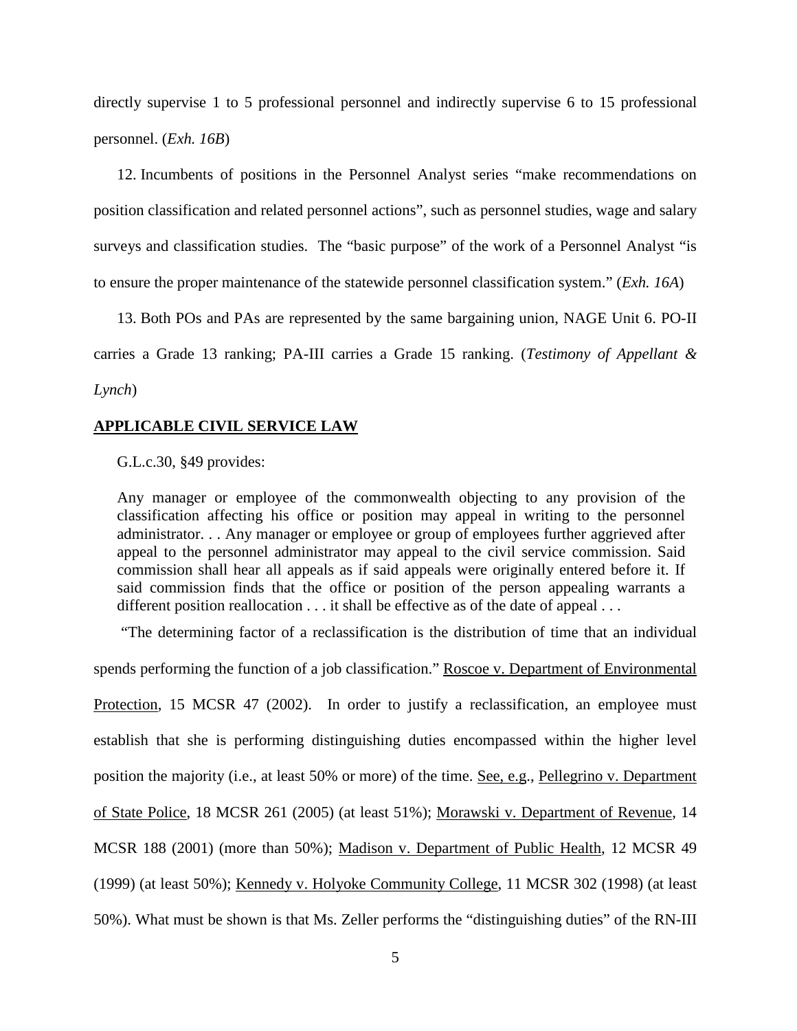directly supervise 1 to 5 professional personnel and indirectly supervise 6 to 15 professional personnel. (*Exh. 16B*)

12. Incumbents of positions in the Personnel Analyst series "make recommendations on position classification and related personnel actions", such as personnel studies, wage and salary surveys and classification studies. The "basic purpose" of the work of a Personnel Analyst "is to ensure the proper maintenance of the statewide personnel classification system." (*Exh. 16A*)

13. Both POs and PAs are represented by the same bargaining union, NAGE Unit 6. PO-II carries a Grade 13 ranking; PA-III carries a Grade 15 ranking. (*Testimony of Appellant & Lynch*)

## APPLICABLE CIVIL SERVICE LAW

G.L.c.30, §49 provides:

> Any manager or employee of the commonwealth objecting to any provision of the classification affecting his office or position may appeal in writing to the personnel administrator. . . Any manager or employee or group of employees further aggrieved after appeal to the personnel administrator may appeal to the civil service commission. Said commission shall hear all appeals as if said appeals were originally entered before it. If said commission finds that the office or position of the person appealing warrants a different position reallocation . . . it shall be effective as of the date of appeal . . .

"The determining factor of a reclassification is the distribution of time that an individual spends performing the function of a job classification." Roscoe v. Department of Environmental Protection, 15 MCSR 47 (2002). In order to justify a reclassification, an employee must establish that she is performing distinguishing duties encompassed within the higher level position the majority (i.e., at least 50% or more) of the time. See, e.g., Pellegrino v. Department of State Police, 18 MCSR 261 (2005) (at least 51%); Morawski v. Department of Revenue, 14 MCSR 188 (2001) (more than 50%); Madison v. Department of Public Health, 12 MCSR 49 (1999) (at least 50%); Kennedy v. Holyoke Community College, 11 MCSR 302 (1998) (at least 50%). What must be shown is that Ms. Zeller performs the "distinguishing duties" of the RN-III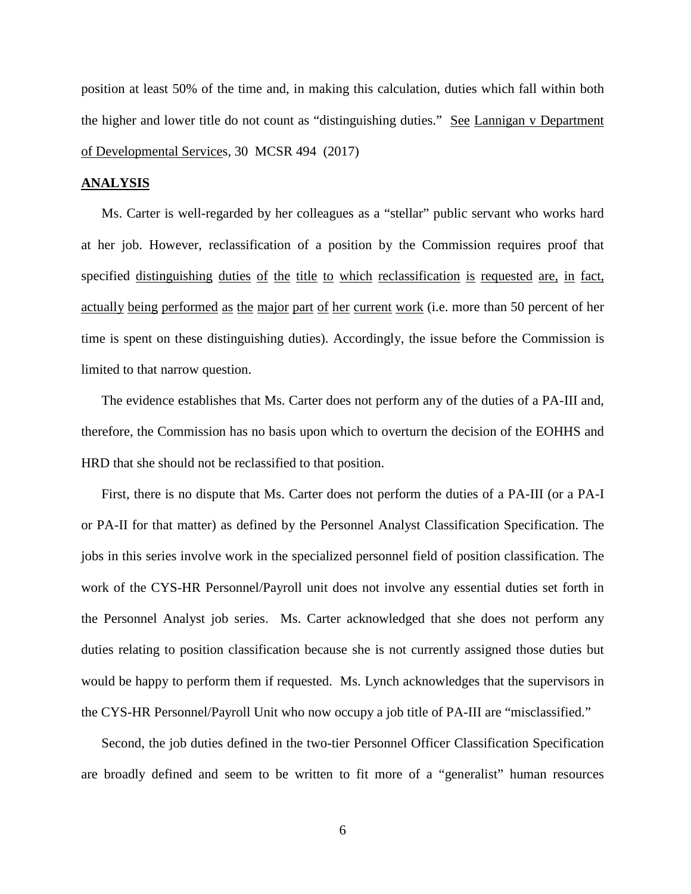position at least 50% of the time and, in making this calculation, duties which fall within both the higher and lower title do not count as "distinguishing duties." See Lannigan v Department of Developmental Services, 30 MCSR 494 (2017)

## ANALYSIS

Ms. Carter is well-regarded by her colleagues as a "stellar" public servant who works hard at her job. However, reclassification of a position by the Commission requires proof that specified distinguishing duties of the title to which reclassification is requested are, in fact, actually being performed as the major part of her current work (i.e. more than 50 percent of her time is spent on these distinguishing duties). Accordingly, the issue before the Commission is limited to that narrow question.

The evidence establishes that Ms. Carter does not perform any of the duties of a PA-III and, therefore, the Commission has no basis upon which to overturn the decision of the EOHHS and HRD that she should not be reclassified to that position.

First, there is no dispute that Ms. Carter does not perform the duties of a PA-III (or a PA-I or PA-II for that matter) as defined by the Personnel Analyst Classification Specification. The jobs in this series involve work in the specialized personnel field of position classification. The work of the CYS-HR Personnel/Payroll unit does not involve any essential duties set forth in the Personnel Analyst job series. Ms. Carter acknowledged that she does not perform any duties relating to position classification because she is not currently assigned those duties but would be happy to perform them if requested. Ms. Lynch acknowledges that the supervisors in the CYS-HR Personnel/Payroll Unit who now occupy a job title of PA-III are "misclassified."

Second, the job duties defined in the two-tier Personnel Officer Classification Specification are broadly defined and seem to be written to fit more of a "generalist" human resources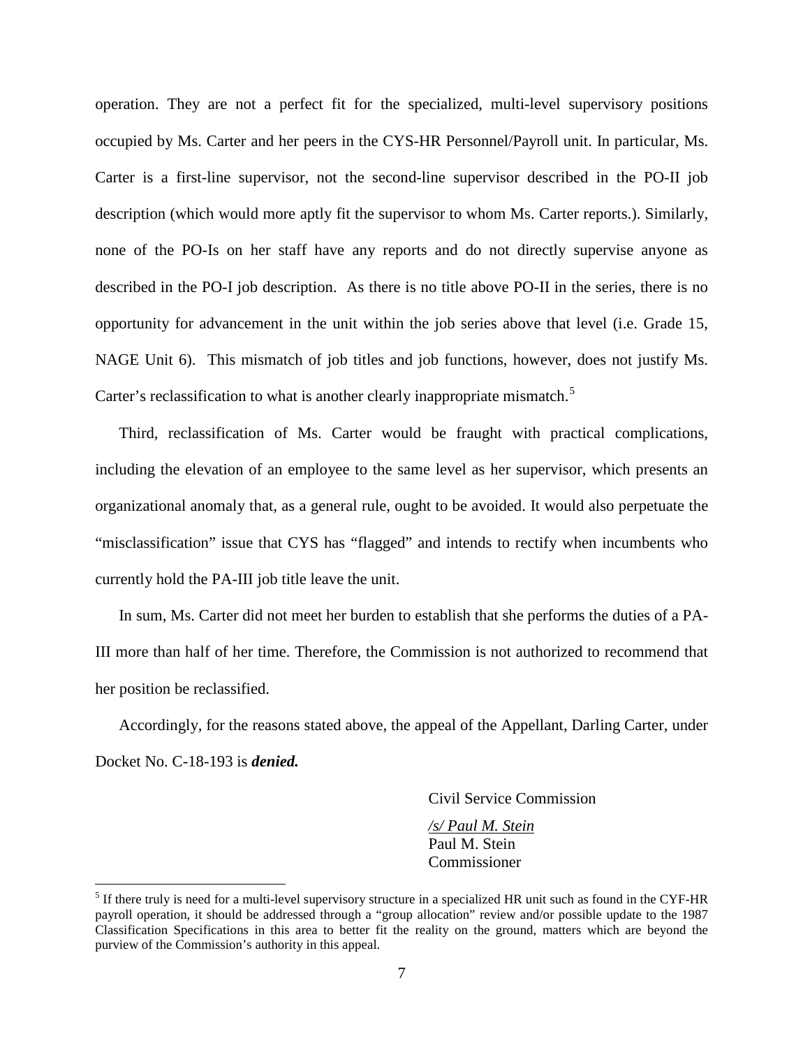operation. They are not a perfect fit for the specialized, multi-level supervisory positions occupied by Ms. Carter and her peers in the CYS-HR Personnel/Payroll unit. In particular, Ms. Carter is a first-line supervisor, not the second-line supervisor described in the PO-II job description (which would more aptly fit the supervisor to whom Ms. Carter reports.). Similarly, none of the PO-Is on her staff have any reports and do not directly supervise anyone as described in the PO-I job description. As there is no title above PO-II in the series, there is no opportunity for advancement in the unit within the job series above that level (i.e. Grade 15, NAGE Unit 6). This mismatch of job titles and job functions, however, does not justify Ms. Carter's reclassification to what is another clearly inappropriate mismatch.[5]

Third, reclassification of Ms. Carter would be fraught with practical complications, including the elevation of an employee to the same level as her supervisor, which presents an organizational anomaly that, as a general rule, ought to be avoided. It would also perpetuate the "misclassification" issue that CYS has "flagged" and intends to rectify when incumbents who currently hold the PA-III job title leave the unit.

In sum, Ms. Carter did not meet her burden to establish that she performs the duties of a PA-III more than half of her time. Therefore, the Commission is not authorized to recommend that her position be reclassified.

Accordingly, for the reasons stated above, the appeal of the Appellant, Darling Carter, under Docket No. C-18-193 is ***denied.***

Civil Service Commission

*/s/ Paul M. Stein*
Paul M. Stein
Commissioner

---

[5] If there truly is need for a multi-level supervisory structure in a specialized HR unit such as found in the CYF-HR payroll operation, it should be addressed through a "group allocation" review and/or possible update to the 1987 Classification Specifications in this area to better fit the reality on the ground, matters which are beyond the purview of the Commission's authority in this appeal.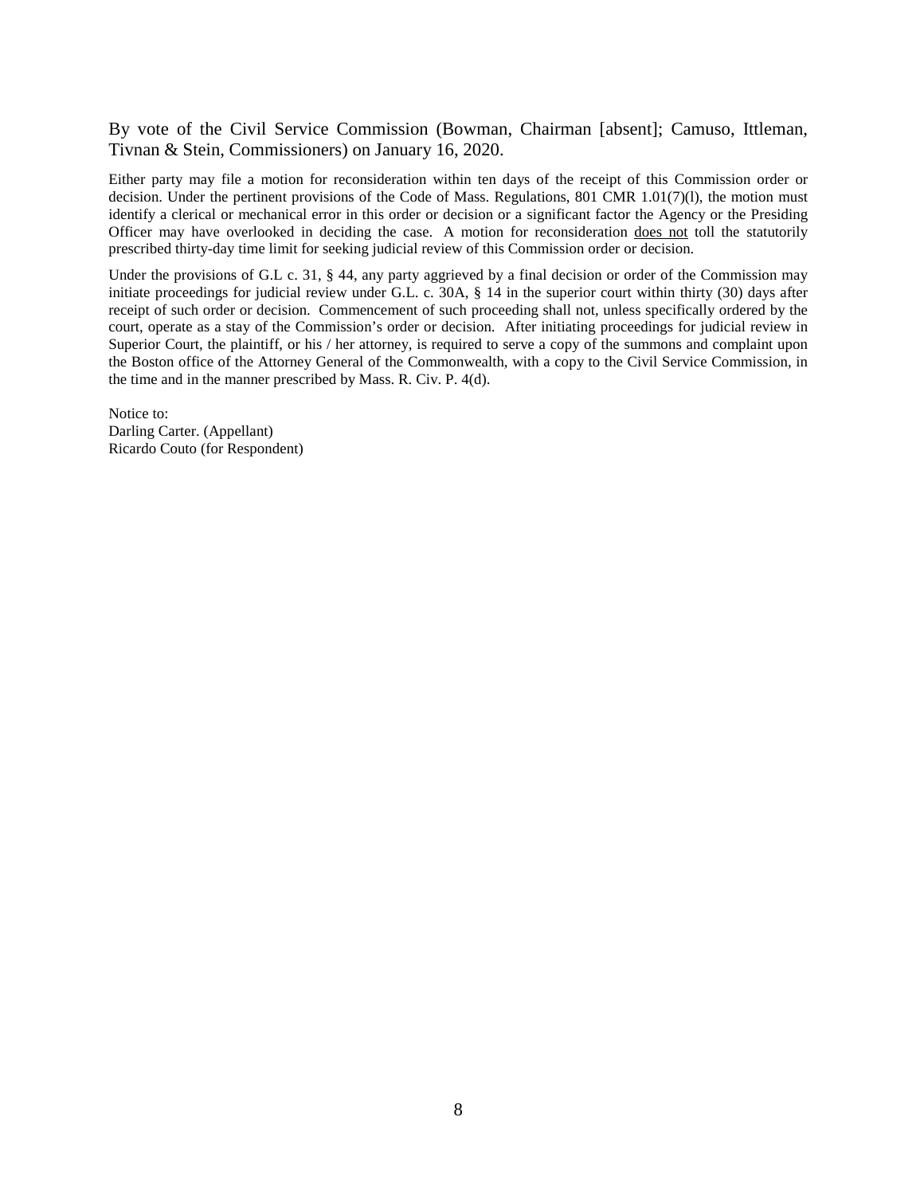By vote of the Civil Service Commission (Bowman, Chairman [absent]; Camuso, Ittleman, Tivnan & Stein, Commissioners) on January 16, 2020.

Either party may file a motion for reconsideration within ten days of the receipt of this Commission order or decision. Under the pertinent provisions of the Code of Mass. Regulations, 801 CMR 1.01(7)(l), the motion must identify a clerical or mechanical error in this order or decision or a significant factor the Agency or the Presiding Officer may have overlooked in deciding the case. A motion for reconsideration <u>does not</u> toll the statutorily prescribed thirty-day time limit for seeking judicial review of this Commission order or decision.

Under the provisions of G.L c. 31, § 44, any party aggrieved by a final decision or order of the Commission may initiate proceedings for judicial review under G.L. c. 30A, § 14 in the superior court within thirty (30) days after receipt of such order or decision. Commencement of such proceeding shall not, unless specifically ordered by the court, operate as a stay of the Commission's order or decision. After initiating proceedings for judicial review in Superior Court, the plaintiff, or his / her attorney, is required to serve a copy of the summons and complaint upon the Boston office of the Attorney General of the Commonwealth, with a copy to the Civil Service Commission, in the time and in the manner prescribed by Mass. R. Civ. P. 4(d).

Notice to:
Darling Carter. (Appellant)
Ricardo Couto (for Respondent)